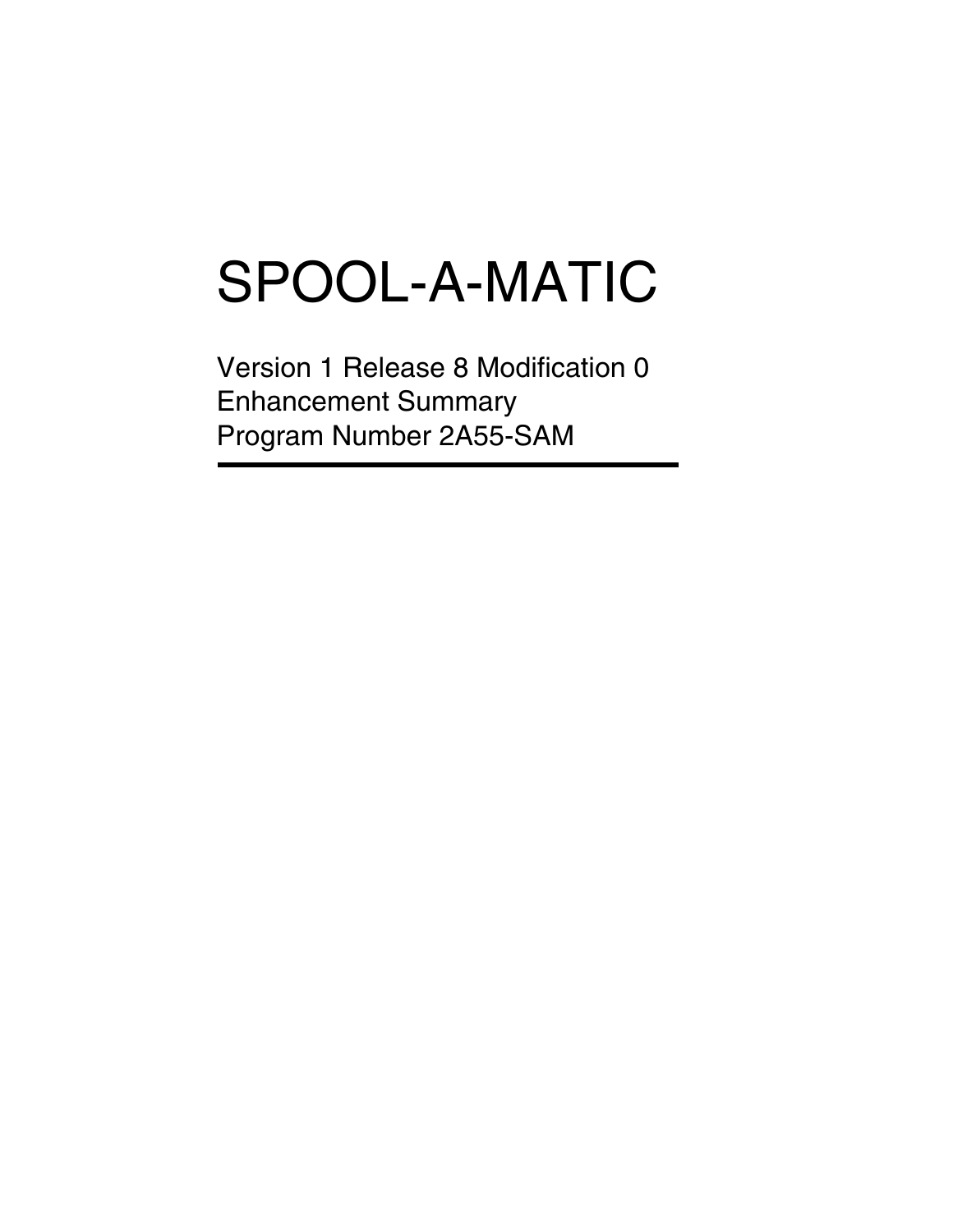# SPOOL-A-MATIC

Version 1 Release 8 Modification 0
Enhancement Summary
Program Number 2A55-SAM

---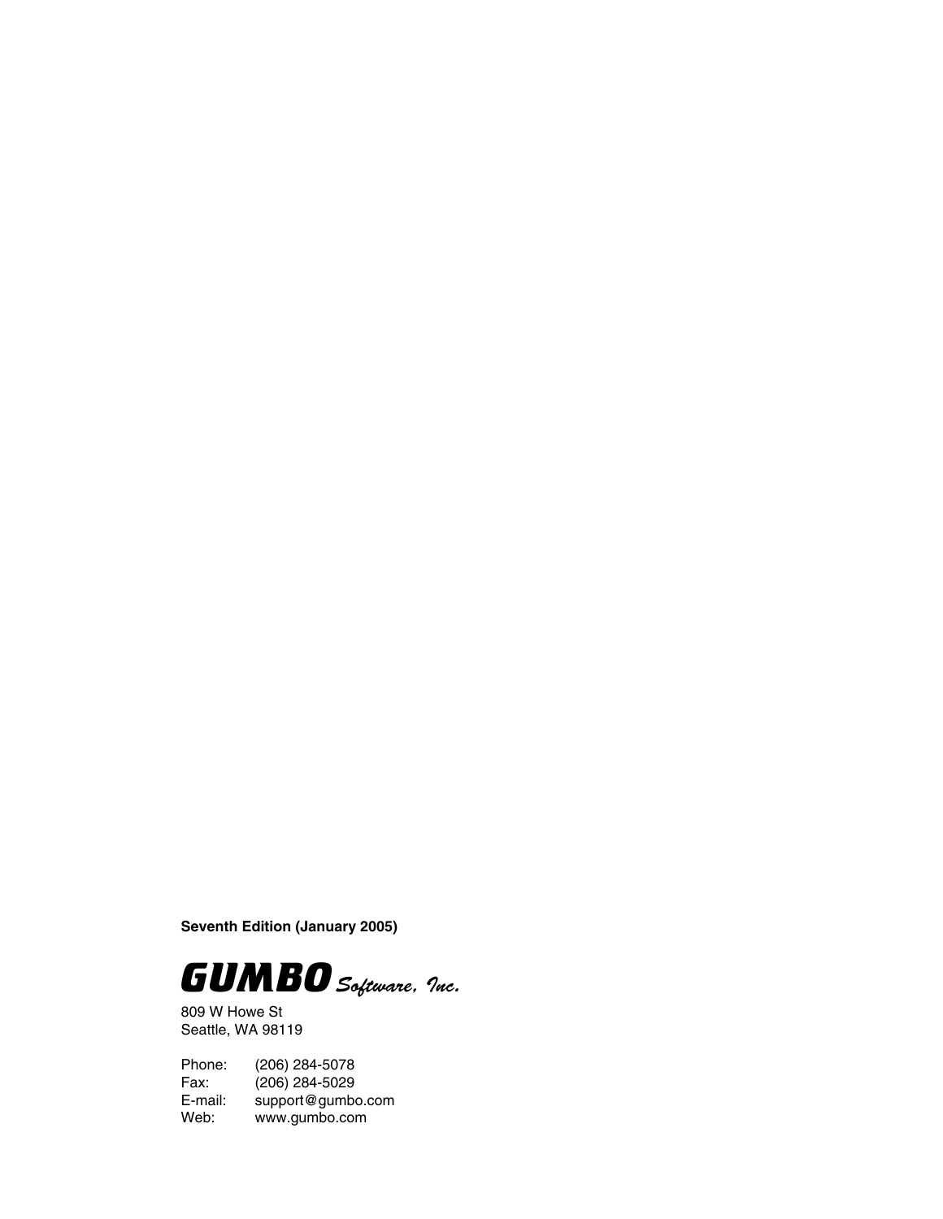**Seventh Edition (January 2005)**

**GUMBO** *Software, Inc.*

809 W Howe St
Seattle, WA 98119

| | |
|---|---|
| Phone: | (206) 284-5078 |
| Fax: | (206) 284-5029 |
| E-mail: | support@gumbo.com |
| Web: | www.gumbo.com |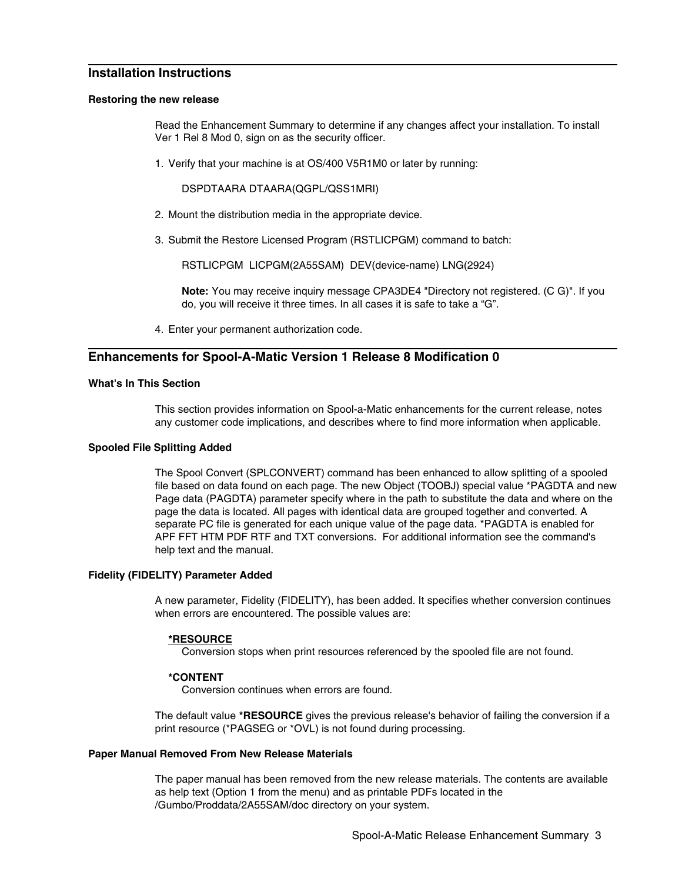## Installation Instructions

### Restoring the new release

Read the Enhancement Summary to determine if any changes affect your installation. To install Ver 1 Rel 8 Mod 0, sign on as the security officer.

1. Verify that your machine is at OS/400 V5R1M0 or later by running:

   ```
   DSPDTAARA DTAARA(QGPL/QSS1MRI)
   ```

2. Mount the distribution media in the appropriate device.

3. Submit the Restore Licensed Program (RSTLICPGM) command to batch:

   ```
   RSTLICPGM  LICPGM(2A55SAM)  DEV(device-name) LNG(2924)
   ```

   **Note:** You may receive inquiry message CPA3DE4 "Directory not registered. (C G)". If you do, you will receive it three times. In all cases it is safe to take a “G”.

4. Enter your permanent authorization code.

## Enhancements for Spool-A-Matic Version 1 Release 8 Modification 0

### What's In This Section

This section provides information on Spool-a-Matic enhancements for the current release, notes any customer code implications, and describes where to find more information when applicable.

### Spooled File Splitting Added

The Spool Convert (SPLCONVERT) command has been enhanced to allow splitting of a spooled file based on data found on each page. The new Object (TOOBJ) special value *PAGDTA and new Page data (PAGDTA) parameter specify where in the path to substitute the data and where on the page the data is located. All pages with identical data are grouped together and converted. A separate PC file is generated for each unique value of the page data. *PAGDTA is enabled for APF FFT HTM PDF RTF and TXT conversions. For additional information see the command's help text and the manual.

### Fidelity (FIDELITY) Parameter Added

A new parameter, Fidelity (FIDELITY), has been added. It specifies whether conversion continues when errors are encountered. The possible values are:

**<u>*RESOURCE</u>**
Conversion stops when print resources referenced by the spooled file are not found.

***CONTENT**
Conversion continues when errors are found.

The default value ***RESOURCE** gives the previous release's behavior of failing the conversion if a print resource (*PAGSEG or *OVL) is not found during processing.

### Paper Manual Removed From New Release Materials

The paper manual has been removed from the new release materials. The contents are available as help text (Option 1 from the menu) and as printable PDFs located in the /Gumbo/Proddata/2A55SAM/doc directory on your system.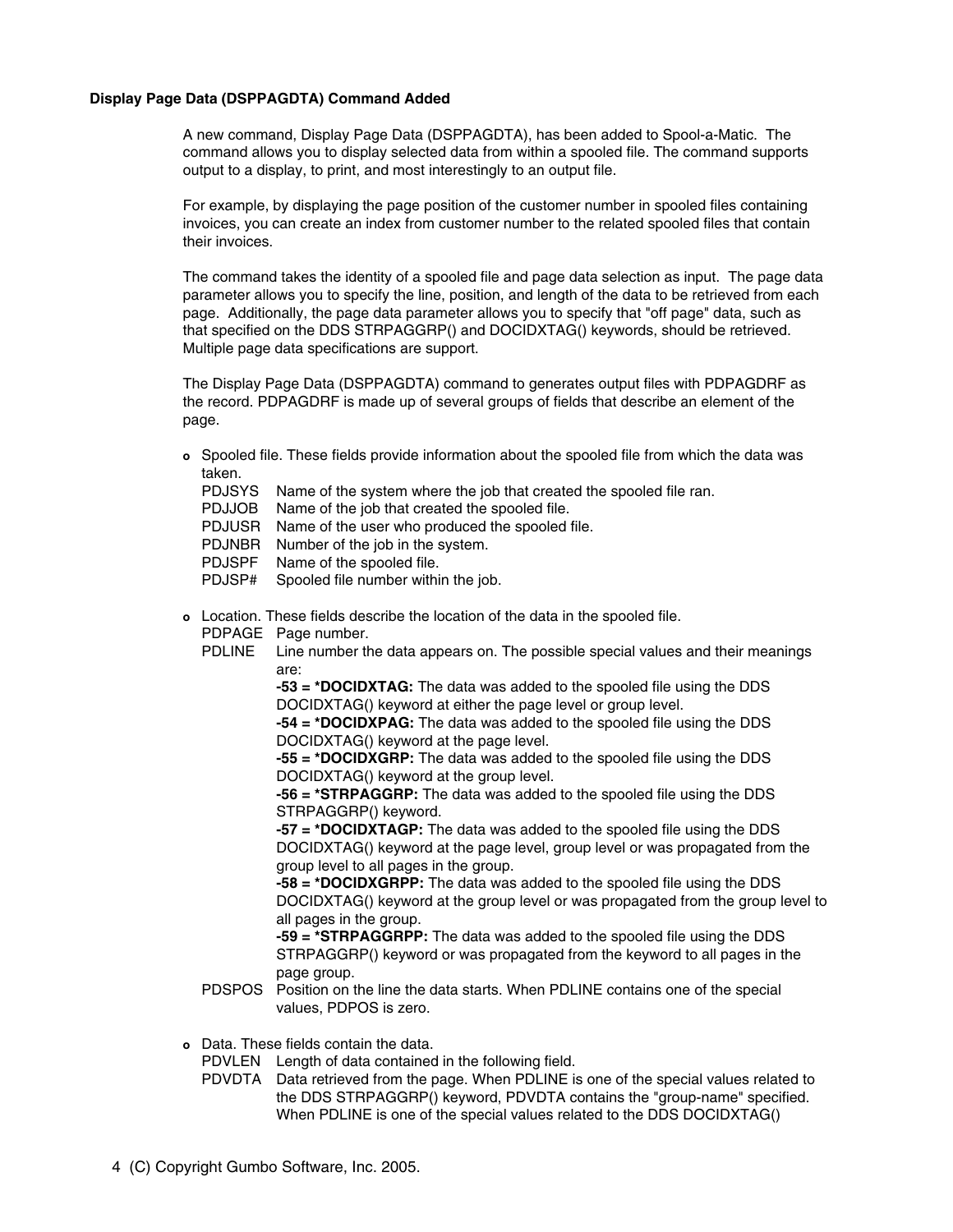**Display Page Data (DSPPAGDTA) Command Added**

A new command, Display Page Data (DSPPAGDTA), has been added to Spool-a-Matic. The command allows you to display selected data from within a spooled file. The command supports output to a display, to print, and most interestingly to an output file.

For example, by displaying the page position of the customer number in spooled files containing invoices, you can create an index from customer number to the related spooled files that contain their invoices.

The command takes the identity of a spooled file and page data selection as input. The page data parameter allows you to specify the line, position, and length of the data to be retrieved from each page. Additionally, the page data parameter allows you to specify that "off page" data, such as that specified on the DDS STRPAGGRP() and DOCIDXTAG() keywords, should be retrieved. Multiple page data specifications are support.

The Display Page Data (DSPPAGDTA) command to generates output files with PDPAGDRF as the record. PDPAGDRF is made up of several groups of fields that describe an element of the page.

- Spooled file. These fields provide information about the spooled file from which the data was taken.
  - PDJSYS Name of the system where the job that created the spooled file ran.
  - PDJJOB Name of the job that created the spooled file.
  - PDJUSR Name of the user who produced the spooled file.
  - PDJNBR Number of the job in the system.
  - PDJSPF Name of the spooled file.
  - PDJSP# Spooled file number within the job.

- Location. These fields describe the location of the data in the spooled file.
  - PDPAGE Page number.
  - PDLINE Line number the data appears on. The possible special values and their meanings are:
    - **-53 = *DOCIDXTAG:** The data was added to the spooled file using the DDS DOCIDXTAG() keyword at either the page level or group level.
    - **-54 = *DOCIDXPAG:** The data was added to the spooled file using the DDS DOCIDXTAG() keyword at the page level.
    - **-55 = *DOCIDXGRP:** The data was added to the spooled file using the DDS DOCIDXTAG() keyword at the group level.
    - **-56 = *STRPAGGRP:** The data was added to the spooled file using the DDS STRPAGGRP() keyword.
    - **-57 = *DOCIDXTAGP:** The data was added to the spooled file using the DDS DOCIDXTAG() keyword at the page level, group level or was propagated from the group level to all pages in the group.
    - **-58 = *DOCIDXGRPP:** The data was added to the spooled file using the DDS DOCIDXTAG() keyword at the group level or was propagated from the group level to all pages in the group.
    - **-59 = *STRPAGGRPP:** The data was added to the spooled file using the DDS STRPAGGRP() keyword or was propagated from the keyword to all pages in the page group.
  - PDSPOS Position on the line the data starts. When PDLINE contains one of the special values, PDPOS is zero.

- Data. These fields contain the data.
  - PDVLEN Length of data contained in the following field.
  - PDVDTA Data retrieved from the page. When PDLINE is one of the special values related to the DDS STRPAGGRP() keyword, PDVDTA contains the "group-name" specified. When PDLINE is one of the special values related to the DDS DOCIDXTAG()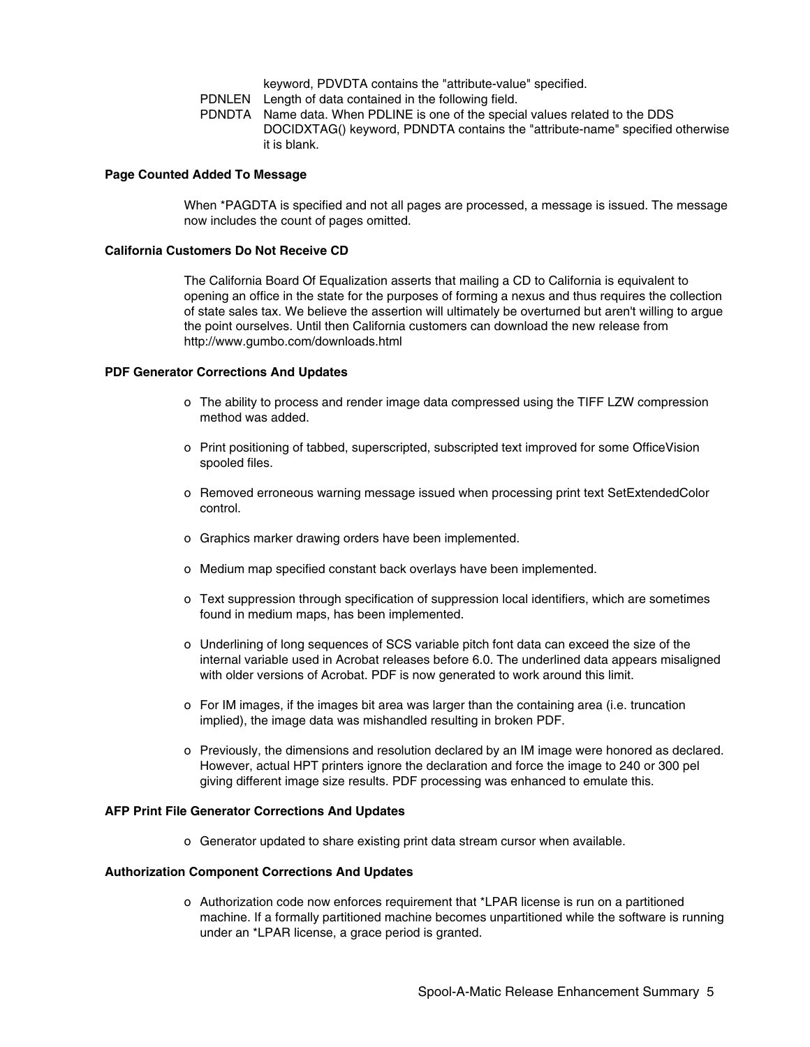keyword, PDVDTA contains the "attribute-value" specified.

PDNLEN   Length of data contained in the following field.

PDNDTA   Name data. When PDLINE is one of the special values related to the DDS DOCIDXTAG() keyword, PDNDTA contains the "attribute-name" specified otherwise it is blank.

**Page Counted Added To Message**

When *PAGDTA is specified and not all pages are processed, a message is issued. The message now includes the count of pages omitted.

**California Customers Do Not Receive CD**

The California Board Of Equalization asserts that mailing a CD to California is equivalent to opening an office in the state for the purposes of forming a nexus and thus requires the collection of state sales tax. We believe the assertion will ultimately be overturned but aren't willing to argue the point ourselves. Until then California customers can download the new release from http://www.gumbo.com/downloads.html

**PDF Generator Corrections And Updates**

- The ability to process and render image data compressed using the TIFF LZW compression method was added.
- Print positioning of tabbed, superscripted, subscripted text improved for some OfficeVision spooled files.
- Removed erroneous warning message issued when processing print text SetExtendedColor control.
- Graphics marker drawing orders have been implemented.
- Medium map specified constant back overlays have been implemented.
- Text suppression through specification of suppression local identifiers, which are sometimes found in medium maps, has been implemented.
- Underlining of long sequences of SCS variable pitch font data can exceed the size of the internal variable used in Acrobat releases before 6.0. The underlined data appears misaligned with older versions of Acrobat. PDF is now generated to work around this limit.
- For IM images, if the images bit area was larger than the containing area (i.e. truncation implied), the image data was mishandled resulting in broken PDF.
- Previously, the dimensions and resolution declared by an IM image were honored as declared. However, actual HPT printers ignore the declaration and force the image to 240 or 300 pel giving different image size results. PDF processing was enhanced to emulate this.

**AFP Print File Generator Corrections And Updates**

- Generator updated to share existing print data stream cursor when available.

**Authorization Component Corrections And Updates**

- Authorization code now enforces requirement that *LPAR license is run on a partitioned machine. If a formally partitioned machine becomes unpartitioned while the software is running under an *LPAR license, a grace period is granted.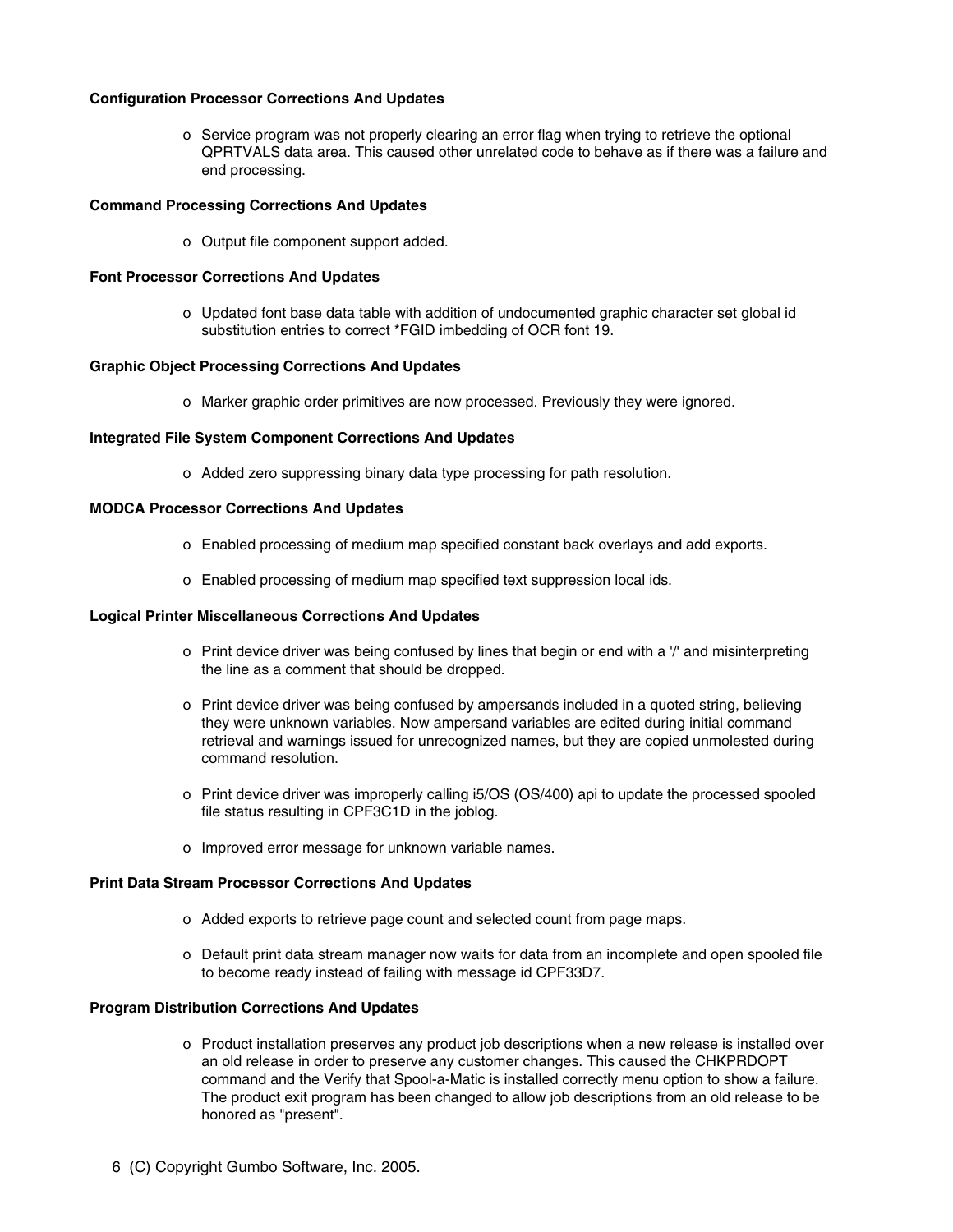**Configuration Processor Corrections And Updates**

- Service program was not properly clearing an error flag when trying to retrieve the optional QPRTVALS data area. This caused other unrelated code to behave as if there was a failure and end processing.

**Command Processing Corrections And Updates**

- Output file component support added.

**Font Processor Corrections And Updates**

- Updated font base data table with addition of undocumented graphic character set global id substitution entries to correct *FGID imbedding of OCR font 19.

**Graphic Object Processing Corrections And Updates**

- Marker graphic order primitives are now processed. Previously they were ignored.

**Integrated File System Component Corrections And Updates**

- Added zero suppressing binary data type processing for path resolution.

**MODCA Processor Corrections And Updates**

- Enabled processing of medium map specified constant back overlays and add exports.
- Enabled processing of medium map specified text suppression local ids.

**Logical Printer Miscellaneous Corrections And Updates**

- Print device driver was being confused by lines that begin or end with a '/' and misinterpreting the line as a comment that should be dropped.
- Print device driver was being confused by ampersands included in a quoted string, believing they were unknown variables. Now ampersand variables are edited during initial command retrieval and warnings issued for unrecognized names, but they are copied unmolested during command resolution.
- Print device driver was improperly calling i5/OS (OS/400) api to update the processed spooled file status resulting in CPF3C1D in the joblog.
- Improved error message for unknown variable names.

**Print Data Stream Processor Corrections And Updates**

- Added exports to retrieve page count and selected count from page maps.
- Default print data stream manager now waits for data from an incomplete and open spooled file to become ready instead of failing with message id CPF33D7.

**Program Distribution Corrections And Updates**

- Product installation preserves any product job descriptions when a new release is installed over an old release in order to preserve any customer changes. This caused the CHKPRDOPT command and the Verify that Spool-a-Matic is installed correctly menu option to show a failure. The product exit program has been changed to allow job descriptions from an old release to be honored as "present".

(C) Copyright Gumbo Software, Inc. 2005.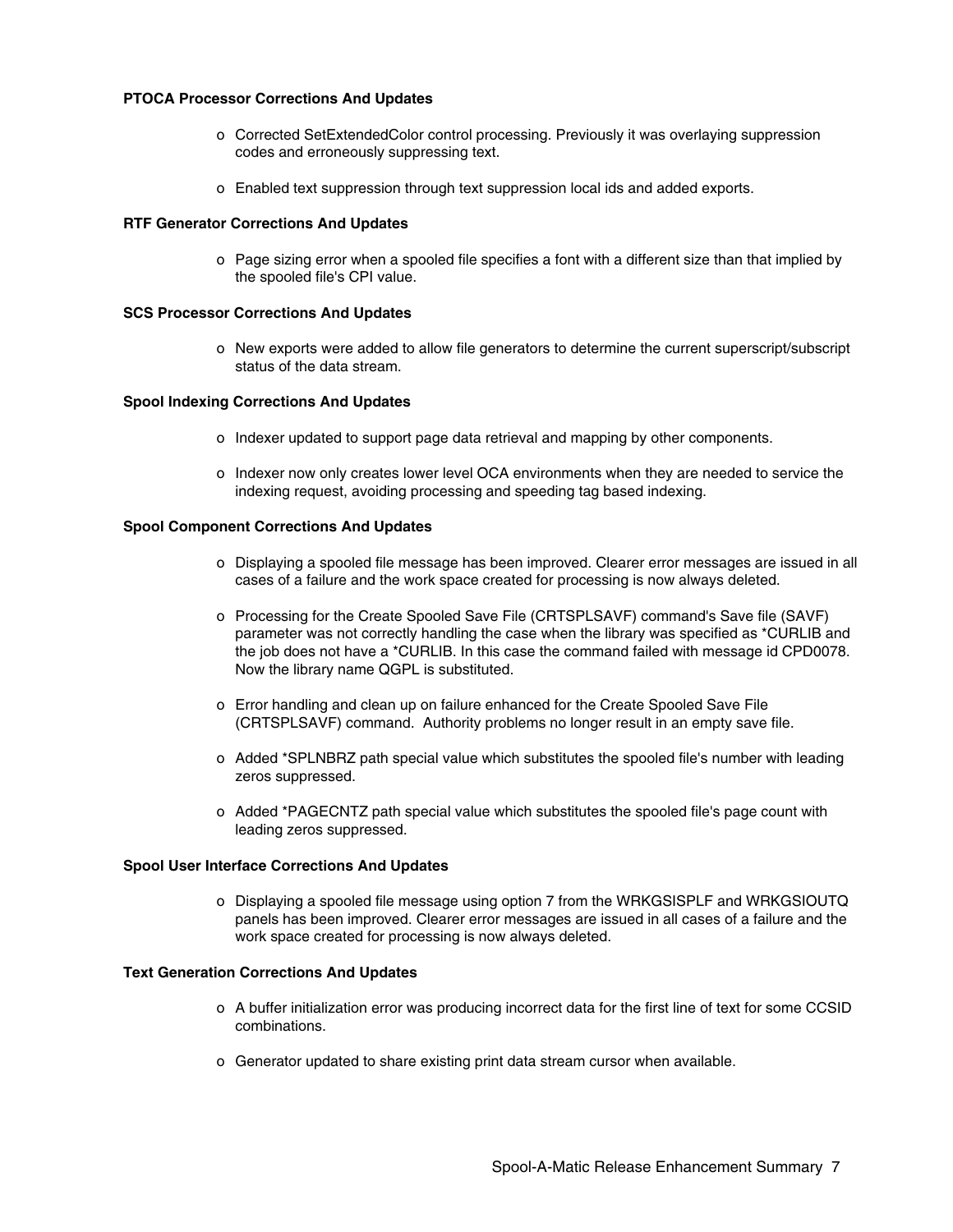**PTOCA Processor Corrections And Updates**

- Corrected SetExtendedColor control processing. Previously it was overlaying suppression codes and erroneously suppressing text.
- Enabled text suppression through text suppression local ids and added exports.

**RTF Generator Corrections And Updates**

- Page sizing error when a spooled file specifies a font with a different size than that implied by the spooled file's CPI value.

**SCS Processor Corrections And Updates**

- New exports were added to allow file generators to determine the current superscript/subscript status of the data stream.

**Spool Indexing Corrections And Updates**

- Indexer updated to support page data retrieval and mapping by other components.
- Indexer now only creates lower level OCA environments when they are needed to service the indexing request, avoiding processing and speeding tag based indexing.

**Spool Component Corrections And Updates**

- Displaying a spooled file message has been improved. Clearer error messages are issued in all cases of a failure and the work space created for processing is now always deleted.
- Processing for the Create Spooled Save File (CRTSPLSAVF) command's Save file (SAVF) parameter was not correctly handling the case when the library was specified as *CURLIB and the job does not have a *CURLIB. In this case the command failed with message id CPD0078. Now the library name QGPL is substituted.
- Error handling and clean up on failure enhanced for the Create Spooled Save File (CRTSPLSAVF) command. Authority problems no longer result in an empty save file.
- Added *SPLNBRZ path special value which substitutes the spooled file's number with leading zeros suppressed.
- Added *PAGECNTZ path special value which substitutes the spooled file's page count with leading zeros suppressed.

**Spool User Interface Corrections And Updates**

- Displaying a spooled file message using option 7 from the WRKGSISPLF and WRKGSIOUTQ panels has been improved. Clearer error messages are issued in all cases of a failure and the work space created for processing is now always deleted.

**Text Generation Corrections And Updates**

- A buffer initialization error was producing incorrect data for the first line of text for some CCSID combinations.
- Generator updated to share existing print data stream cursor when available.